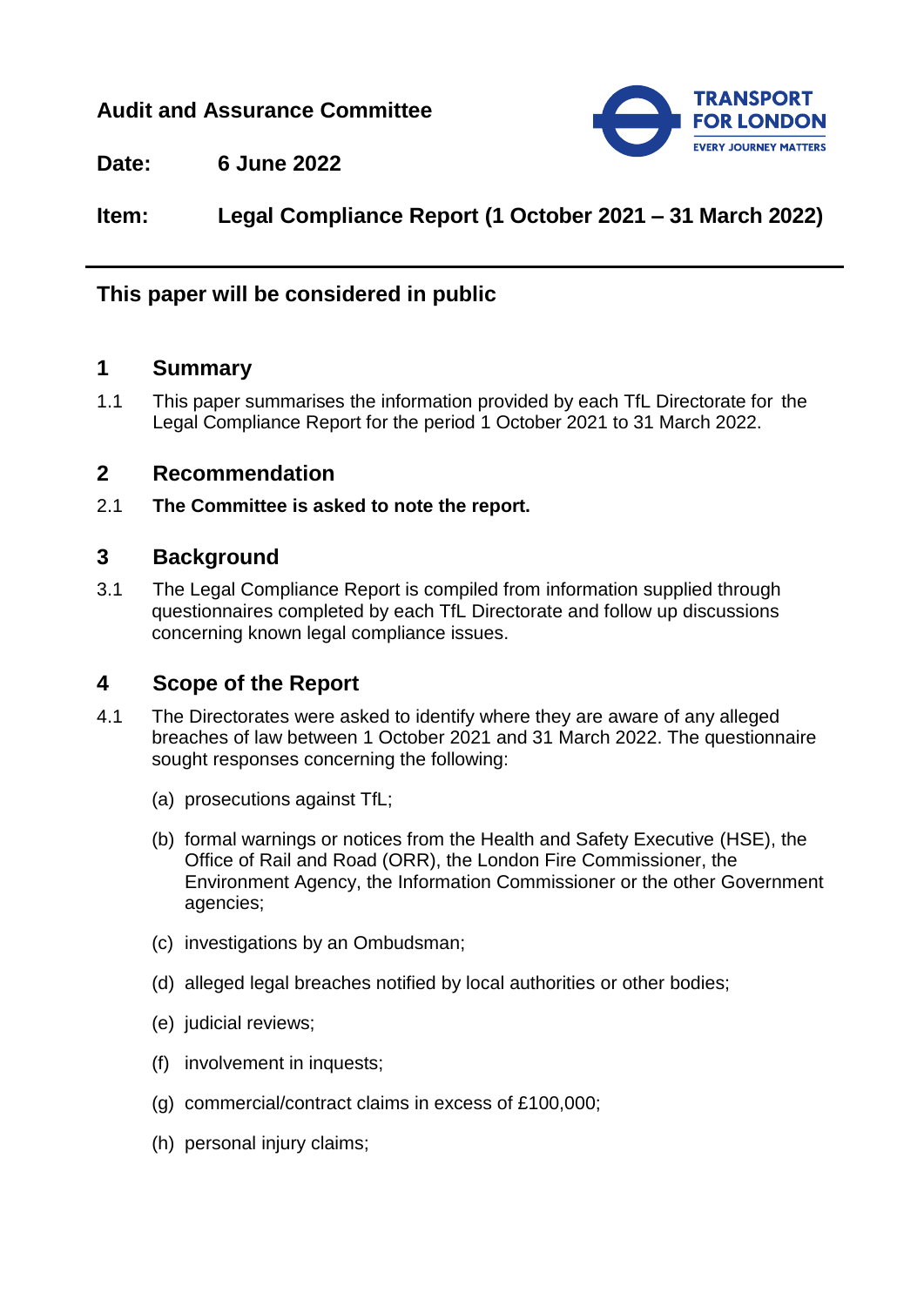**Audit and Assurance Committee**

**Date:** 6 June 2022

**Item:** Legal Compliance Report (1 October 2021 – 31 March 2022)

---

**This paper will be considered in public**

## 1 Summary

1.1 This paper summarises the information provided by each TfL Directorate for the Legal Compliance Report for the period 1 October 2021 to 31 March 2022.

## 2 Recommendation

2.1 **The Committee is asked to note the report.**

## 3 Background

3.1 The Legal Compliance Report is compiled from information supplied through questionnaires completed by each TfL Directorate and follow up discussions concerning known legal compliance issues.

## 4 Scope of the Report

4.1 The Directorates were asked to identify where they are aware of any alleged breaches of law between 1 October 2021 and 31 March 2022. The questionnaire sought responses concerning the following:

(a) prosecutions against TfL;

(b) formal warnings or notices from the Health and Safety Executive (HSE), the Office of Rail and Road (ORR), the London Fire Commissioner, the Environment Agency, the Information Commissioner or the other Government agencies;

(c) investigations by an Ombudsman;

(d) alleged legal breaches notified by local authorities or other bodies;

(e) judicial reviews;

(f) involvement in inquests;

(g) commercial/contract claims in excess of £100,000;

(h) personal injury claims;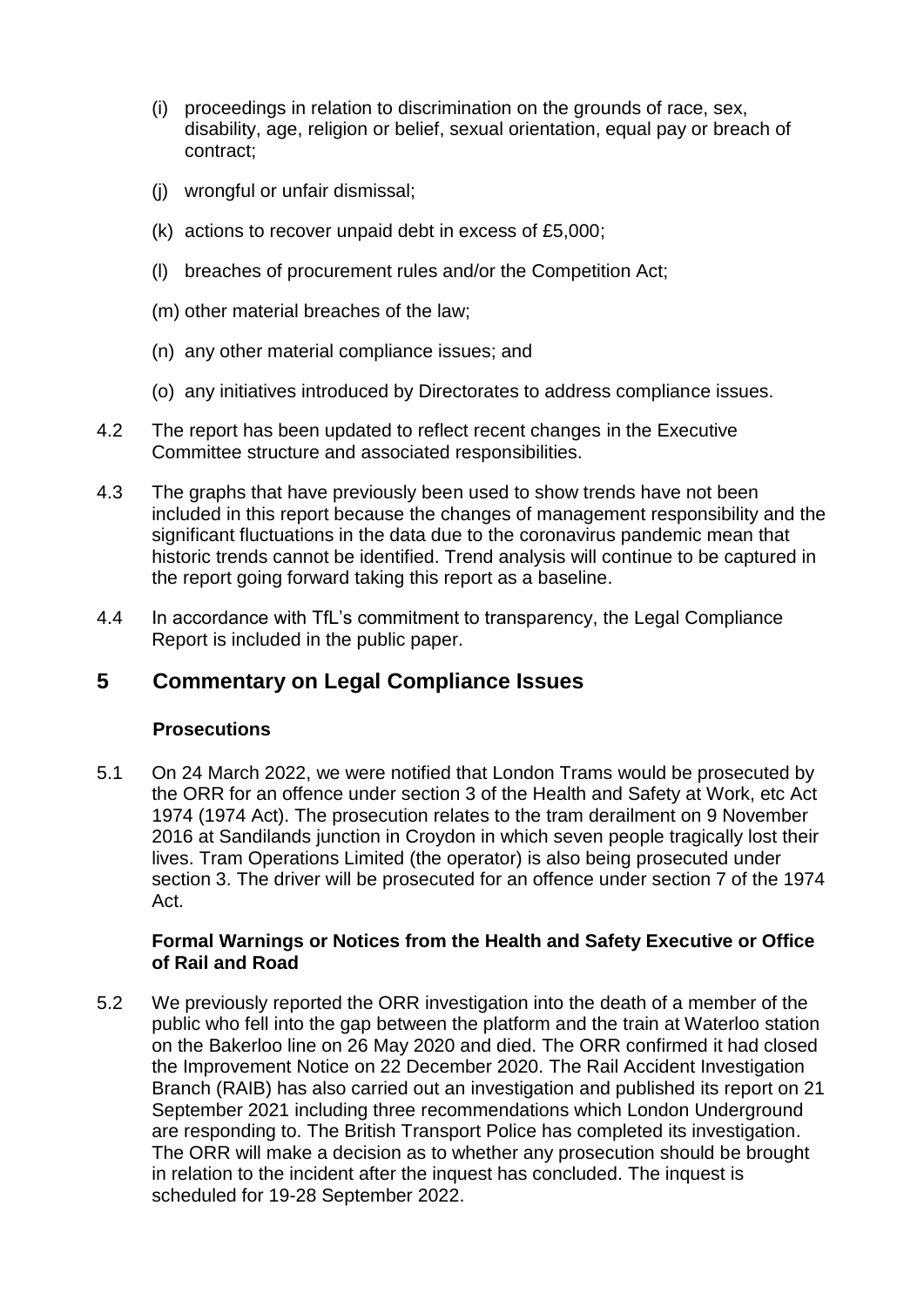(i) proceedings in relation to discrimination on the grounds of race, sex, disability, age, religion or belief, sexual orientation, equal pay or breach of contract;

(j) wrongful or unfair dismissal;

(k) actions to recover unpaid debt in excess of £5,000;

(l) breaches of procurement rules and/or the Competition Act;

(m) other material breaches of the law;

(n) any other material compliance issues; and

(o) any initiatives introduced by Directorates to address compliance issues.

4.2 The report has been updated to reflect recent changes in the Executive Committee structure and associated responsibilities.

4.3 The graphs that have previously been used to show trends have not been included in this report because the changes of management responsibility and the significant fluctuations in the data due to the coronavirus pandemic mean that historic trends cannot be identified. Trend analysis will continue to be captured in the report going forward taking this report as a baseline.

4.4 In accordance with TfL's commitment to transparency, the Legal Compliance Report is included in the public paper.

## 5 Commentary on Legal Compliance Issues

### Prosecutions

5.1 On 24 March 2022, we were notified that London Trams would be prosecuted by the ORR for an offence under section 3 of the Health and Safety at Work, etc Act 1974 (1974 Act). The prosecution relates to the tram derailment on 9 November 2016 at Sandilands junction in Croydon in which seven people tragically lost their lives. Tram Operations Limited (the operator) is also being prosecuted under section 3. The driver will be prosecuted for an offence under section 7 of the 1974 Act.

### Formal Warnings or Notices from the Health and Safety Executive or Office of Rail and Road

5.2 We previously reported the ORR investigation into the death of a member of the public who fell into the gap between the platform and the train at Waterloo station on the Bakerloo line on 26 May 2020 and died. The ORR confirmed it had closed the Improvement Notice on 22 December 2020. The Rail Accident Investigation Branch (RAIB) has also carried out an investigation and published its report on 21 September 2021 including three recommendations which London Underground are responding to. The British Transport Police has completed its investigation. The ORR will make a decision as to whether any prosecution should be brought in relation to the incident after the inquest has concluded. The inquest is scheduled for 19-28 September 2022.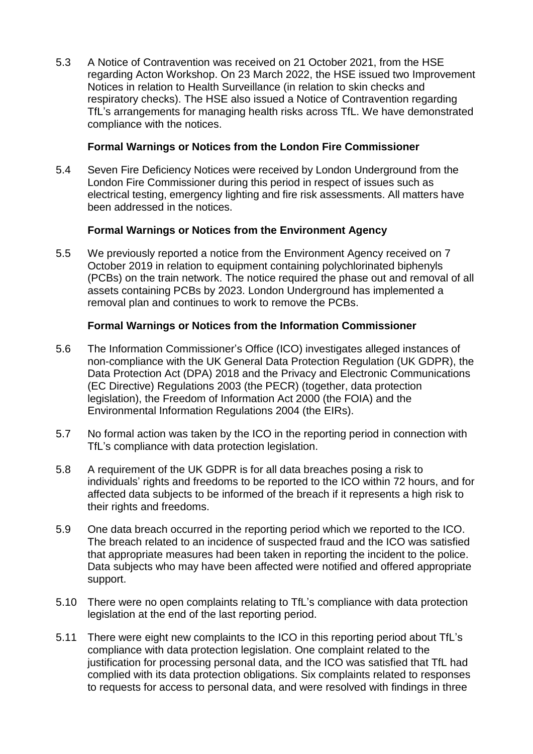5.3 A Notice of Contravention was received on 21 October 2021, from the HSE regarding Acton Workshop. On 23 March 2022, the HSE issued two Improvement Notices in relation to Health Surveillance (in relation to skin checks and respiratory checks). The HSE also issued a Notice of Contravention regarding TfL's arrangements for managing health risks across TfL. We have demonstrated compliance with the notices.

### Formal Warnings or Notices from the London Fire Commissioner

5.4 Seven Fire Deficiency Notices were received by London Underground from the London Fire Commissioner during this period in respect of issues such as electrical testing, emergency lighting and fire risk assessments. All matters have been addressed in the notices.

### Formal Warnings or Notices from the Environment Agency

5.5 We previously reported a notice from the Environment Agency received on 7 October 2019 in relation to equipment containing polychlorinated biphenyls (PCBs) on the train network. The notice required the phase out and removal of all assets containing PCBs by 2023. London Underground has implemented a removal plan and continues to work to remove the PCBs.

### Formal Warnings or Notices from the Information Commissioner

5.6 The Information Commissioner's Office (ICO) investigates alleged instances of non-compliance with the UK General Data Protection Regulation (UK GDPR), the Data Protection Act (DPA) 2018 and the Privacy and Electronic Communications (EC Directive) Regulations 2003 (the PECR) (together, data protection legislation), the Freedom of Information Act 2000 (the FOIA) and the Environmental Information Regulations 2004 (the EIRs).

5.7 No formal action was taken by the ICO in the reporting period in connection with TfL's compliance with data protection legislation.

5.8 A requirement of the UK GDPR is for all data breaches posing a risk to individuals' rights and freedoms to be reported to the ICO within 72 hours, and for affected data subjects to be informed of the breach if it represents a high risk to their rights and freedoms.

5.9 One data breach occurred in the reporting period which we reported to the ICO. The breach related to an incidence of suspected fraud and the ICO was satisfied that appropriate measures had been taken in reporting the incident to the police. Data subjects who may have been affected were notified and offered appropriate support.

5.10 There were no open complaints relating to TfL's compliance with data protection legislation at the end of the last reporting period.

5.11 There were eight new complaints to the ICO in this reporting period about TfL's compliance with data protection legislation. One complaint related to the justification for processing personal data, and the ICO was satisfied that TfL had complied with its data protection obligations. Six complaints related to responses to requests for access to personal data, and were resolved with findings in three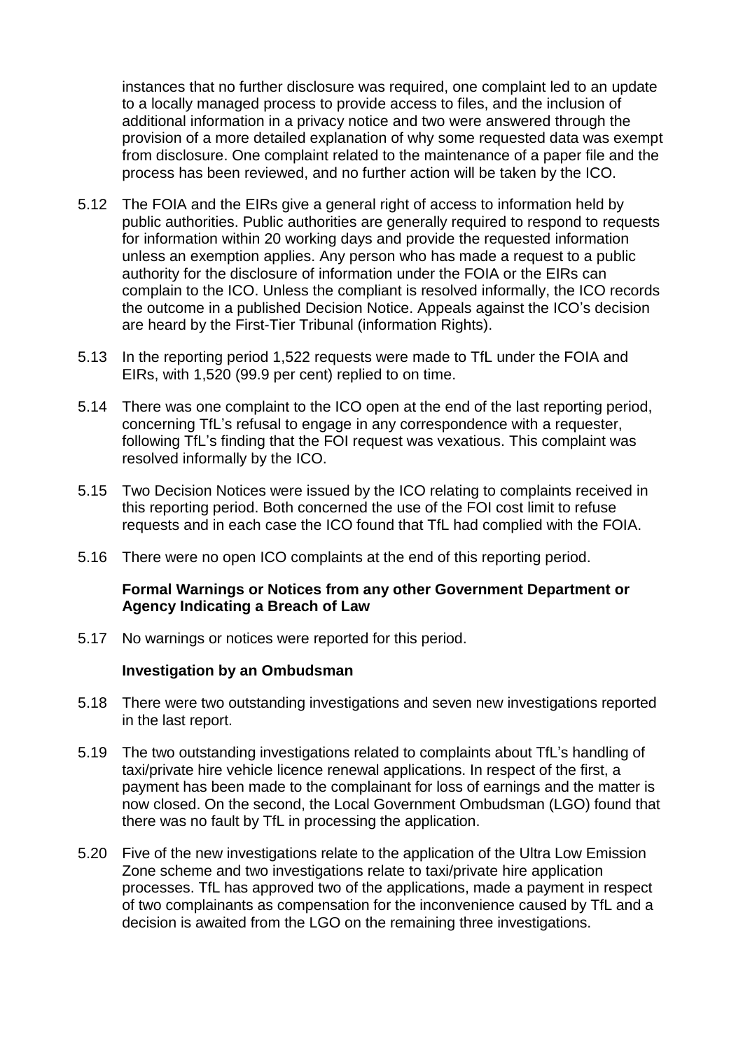instances that no further disclosure was required, one complaint led to an update to a locally managed process to provide access to files, and the inclusion of additional information in a privacy notice and two were answered through the provision of a more detailed explanation of why some requested data was exempt from disclosure. One complaint related to the maintenance of a paper file and the process has been reviewed, and no further action will be taken by the ICO.

5.12 The FOIA and the EIRs give a general right of access to information held by public authorities. Public authorities are generally required to respond to requests for information within 20 working days and provide the requested information unless an exemption applies. Any person who has made a request to a public authority for the disclosure of information under the FOIA or the EIRs can complain to the ICO. Unless the compliant is resolved informally, the ICO records the outcome in a published Decision Notice. Appeals against the ICO's decision are heard by the First-Tier Tribunal (information Rights).

5.13 In the reporting period 1,522 requests were made to TfL under the FOIA and EIRs, with 1,520 (99.9 per cent) replied to on time.

5.14 There was one complaint to the ICO open at the end of the last reporting period, concerning TfL's refusal to engage in any correspondence with a requester, following TfL's finding that the FOI request was vexatious. This complaint was resolved informally by the ICO.

5.15 Two Decision Notices were issued by the ICO relating to complaints received in this reporting period. Both concerned the use of the FOI cost limit to refuse requests and in each case the ICO found that TfL had complied with the FOIA.

5.16 There were no open ICO complaints at the end of this reporting period.

**Formal Warnings or Notices from any other Government Department or Agency Indicating a Breach of Law**

5.17 No warnings or notices were reported for this period.

**Investigation by an Ombudsman**

5.18 There were two outstanding investigations and seven new investigations reported in the last report.

5.19 The two outstanding investigations related to complaints about TfL's handling of taxi/private hire vehicle licence renewal applications. In respect of the first, a payment has been made to the complainant for loss of earnings and the matter is now closed. On the second, the Local Government Ombudsman (LGO) found that there was no fault by TfL in processing the application.

5.20 Five of the new investigations relate to the application of the Ultra Low Emission Zone scheme and two investigations relate to taxi/private hire application processes. TfL has approved two of the applications, made a payment in respect of two complainants as compensation for the inconvenience caused by TfL and a decision is awaited from the LGO on the remaining three investigations.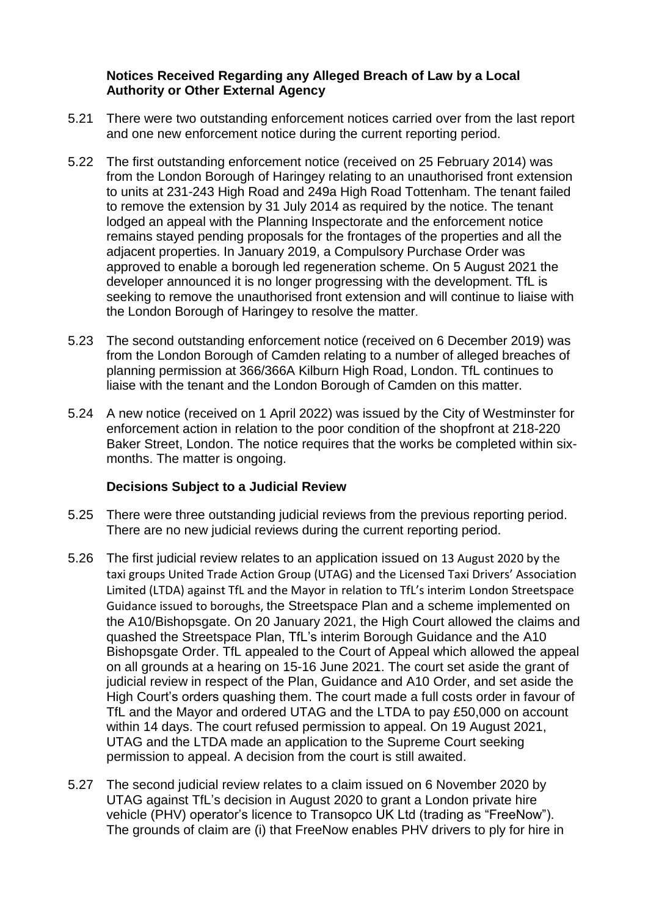### Notices Received Regarding any Alleged Breach of Law by a Local Authority or Other External Agency

5.21 There were two outstanding enforcement notices carried over from the last report and one new enforcement notice during the current reporting period.

5.22 The first outstanding enforcement notice (received on 25 February 2014) was from the London Borough of Haringey relating to an unauthorised front extension to units at 231-243 High Road and 249a High Road Tottenham. The tenant failed to remove the extension by 31 July 2014 as required by the notice. The tenant lodged an appeal with the Planning Inspectorate and the enforcement notice remains stayed pending proposals for the frontages of the properties and all the adjacent properties. In January 2019, a Compulsory Purchase Order was approved to enable a borough led regeneration scheme. On 5 August 2021 the developer announced it is no longer progressing with the development. TfL is seeking to remove the unauthorised front extension and will continue to liaise with the London Borough of Haringey to resolve the matter.

5.23 The second outstanding enforcement notice (received on 6 December 2019) was from the London Borough of Camden relating to a number of alleged breaches of planning permission at 366/366A Kilburn High Road, London. TfL continues to liaise with the tenant and the London Borough of Camden on this matter.

5.24 A new notice (received on 1 April 2022) was issued by the City of Westminster for enforcement action in relation to the poor condition of the shopfront at 218-220 Baker Street, London. The notice requires that the works be completed within six-months. The matter is ongoing.

### Decisions Subject to a Judicial Review

5.25 There were three outstanding judicial reviews from the previous reporting period. There are no new judicial reviews during the current reporting period.

5.26 The first judicial review relates to an application issued on 13 August 2020 by the taxi groups United Trade Action Group (UTAG) and the Licensed Taxi Drivers' Association Limited (LTDA) against TfL and the Mayor in relation to TfL's interim London Streetspace Guidance issued to boroughs, the Streetspace Plan and a scheme implemented on the A10/Bishopsgate. On 20 January 2021, the High Court allowed the claims and quashed the Streetspace Plan, TfL's interim Borough Guidance and the A10 Bishopsgate Order. TfL appealed to the Court of Appeal which allowed the appeal on all grounds at a hearing on 15-16 June 2021. The court set aside the grant of judicial review in respect of the Plan, Guidance and A10 Order, and set aside the High Court's orders quashing them. The court made a full costs order in favour of TfL and the Mayor and ordered UTAG and the LTDA to pay £50,000 on account within 14 days. The court refused permission to appeal. On 19 August 2021, UTAG and the LTDA made an application to the Supreme Court seeking permission to appeal. A decision from the court is still awaited.

5.27 The second judicial review relates to a claim issued on 6 November 2020 by UTAG against TfL's decision in August 2020 to grant a London private hire vehicle (PHV) operator's licence to Transopco UK Ltd (trading as "FreeNow"). The grounds of claim are (i) that FreeNow enables PHV drivers to ply for hire in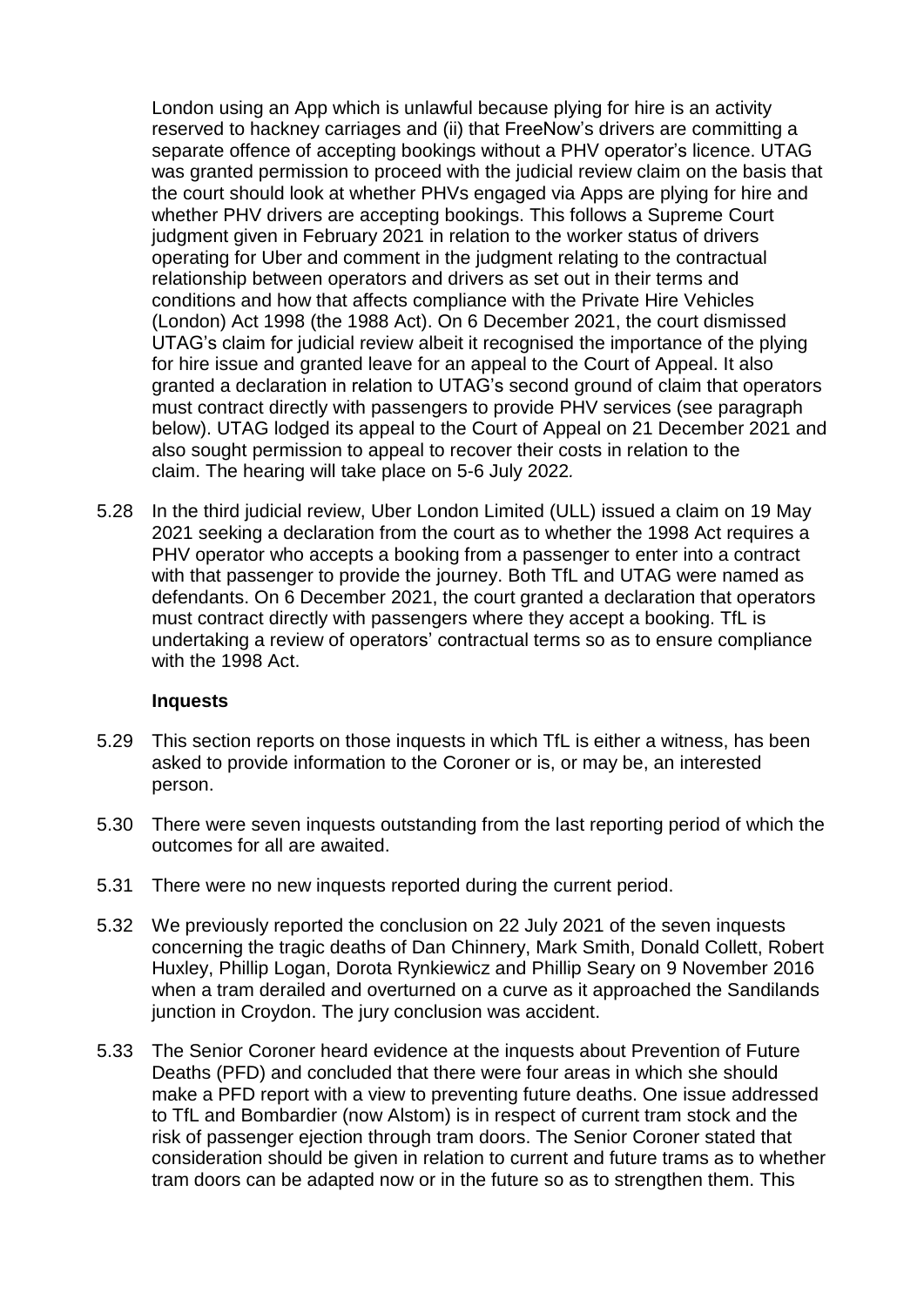London using an App which is unlawful because plying for hire is an activity reserved to hackney carriages and (ii) that FreeNow's drivers are committing a separate offence of accepting bookings without a PHV operator's licence. UTAG was granted permission to proceed with the judicial review claim on the basis that the court should look at whether PHVs engaged via Apps are plying for hire and whether PHV drivers are accepting bookings. This follows a Supreme Court judgment given in February 2021 in relation to the worker status of drivers operating for Uber and comment in the judgment relating to the contractual relationship between operators and drivers as set out in their terms and conditions and how that affects compliance with the Private Hire Vehicles (London) Act 1998 (the 1988 Act). On 6 December 2021, the court dismissed UTAG's claim for judicial review albeit it recognised the importance of the plying for hire issue and granted leave for an appeal to the Court of Appeal. It also granted a declaration in relation to UTAG's second ground of claim that operators must contract directly with passengers to provide PHV services (see paragraph below). UTAG lodged its appeal to the Court of Appeal on 21 December 2021 and also sought permission to appeal to recover their costs in relation to the claim. The hearing will take place on 5-6 July 2022.

5.28 In the third judicial review, Uber London Limited (ULL) issued a claim on 19 May 2021 seeking a declaration from the court as to whether the 1998 Act requires a PHV operator who accepts a booking from a passenger to enter into a contract with that passenger to provide the journey. Both TfL and UTAG were named as defendants. On 6 December 2021, the court granted a declaration that operators must contract directly with passengers where they accept a booking. TfL is undertaking a review of operators' contractual terms so as to ensure compliance with the 1998 Act.

### Inquests

5.29 This section reports on those inquests in which TfL is either a witness, has been asked to provide information to the Coroner or is, or may be, an interested person.

5.30 There were seven inquests outstanding from the last reporting period of which the outcomes for all are awaited.

5.31 There were no new inquests reported during the current period.

5.32 We previously reported the conclusion on 22 July 2021 of the seven inquests concerning the tragic deaths of Dan Chinnery, Mark Smith, Donald Collett, Robert Huxley, Phillip Logan, Dorota Rynkiewicz and Phillip Seary on 9 November 2016 when a tram derailed and overturned on a curve as it approached the Sandilands junction in Croydon. The jury conclusion was accident.

5.33 The Senior Coroner heard evidence at the inquests about Prevention of Future Deaths (PFD) and concluded that there were four areas in which she should make a PFD report with a view to preventing future deaths. One issue addressed to TfL and Bombardier (now Alstom) is in respect of current tram stock and the risk of passenger ejection through tram doors. The Senior Coroner stated that consideration should be given in relation to current and future trams as to whether tram doors can be adapted now or in the future so as to strengthen them. This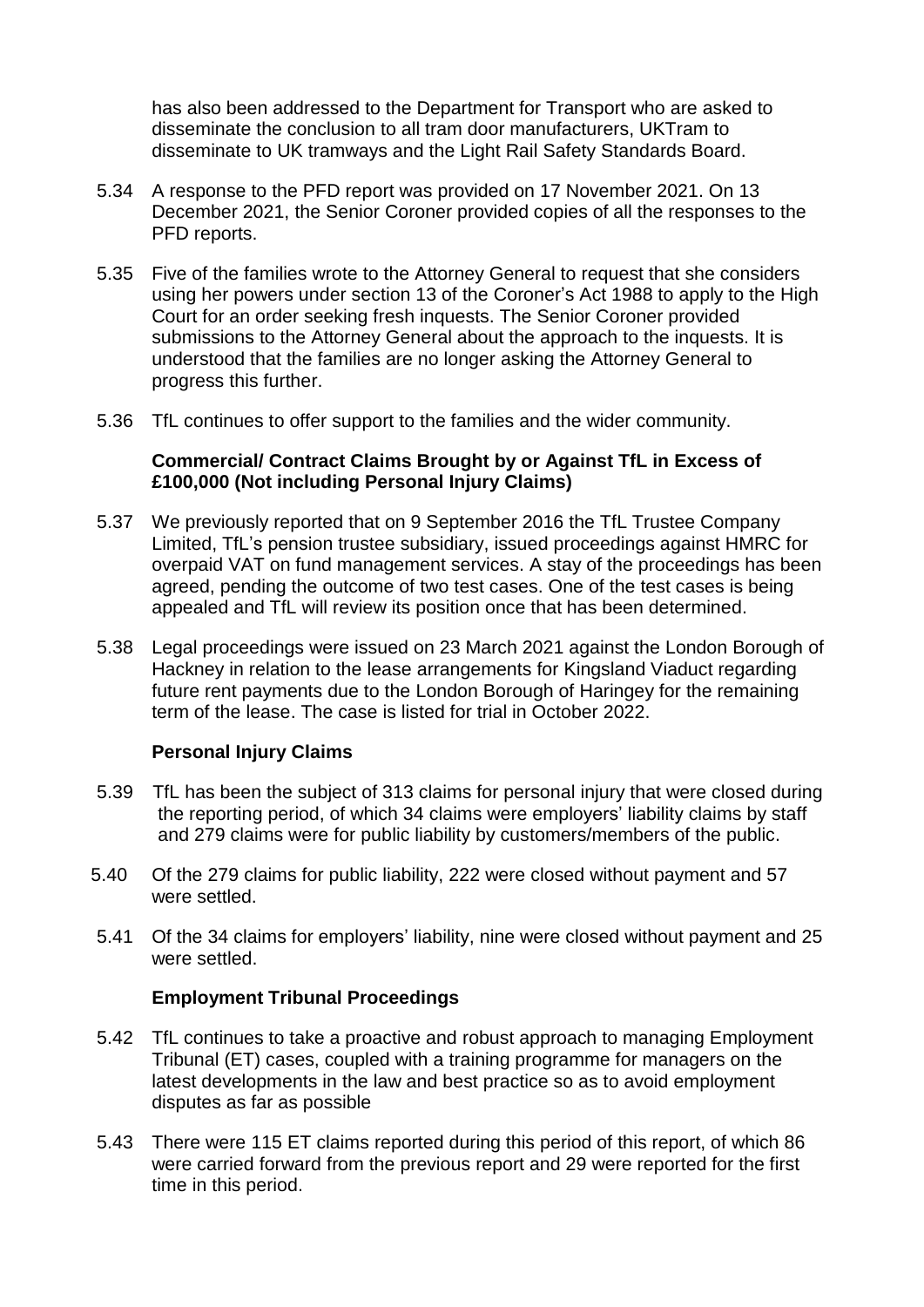has also been addressed to the Department for Transport who are asked to disseminate the conclusion to all tram door manufacturers, UKTram to disseminate to UK tramways and the Light Rail Safety Standards Board.

5.34 A response to the PFD report was provided on 17 November 2021. On 13 December 2021, the Senior Coroner provided copies of all the responses to the PFD reports.

5.35 Five of the families wrote to the Attorney General to request that she considers using her powers under section 13 of the Coroner's Act 1988 to apply to the High Court for an order seeking fresh inquests. The Senior Coroner provided submissions to the Attorney General about the approach to the inquests. It is understood that the families are no longer asking the Attorney General to progress this further.

5.36 TfL continues to offer support to the families and the wider community.

**Commercial/ Contract Claims Brought by or Against TfL in Excess of £100,000 (Not including Personal Injury Claims)**

5.37 We previously reported that on 9 September 2016 the TfL Trustee Company Limited, TfL's pension trustee subsidiary, issued proceedings against HMRC for overpaid VAT on fund management services. A stay of the proceedings has been agreed, pending the outcome of two test cases. One of the test cases is being appealed and TfL will review its position once that has been determined.

5.38 Legal proceedings were issued on 23 March 2021 against the London Borough of Hackney in relation to the lease arrangements for Kingsland Viaduct regarding future rent payments due to the London Borough of Haringey for the remaining term of the lease. The case is listed for trial in October 2022.

**Personal Injury Claims**

5.39 TfL has been the subject of 313 claims for personal injury that were closed during the reporting period, of which 34 claims were employers' liability claims by staff and 279 claims were for public liability by customers/members of the public.

5.40 Of the 279 claims for public liability, 222 were closed without payment and 57 were settled.

5.41 Of the 34 claims for employers' liability, nine were closed without payment and 25 were settled.

**Employment Tribunal Proceedings**

5.42 TfL continues to take a proactive and robust approach to managing Employment Tribunal (ET) cases, coupled with a training programme for managers on the latest developments in the law and best practice so as to avoid employment disputes as far as possible

5.43 There were 115 ET claims reported during this period of this report, of which 86 were carried forward from the previous report and 29 were reported for the first time in this period.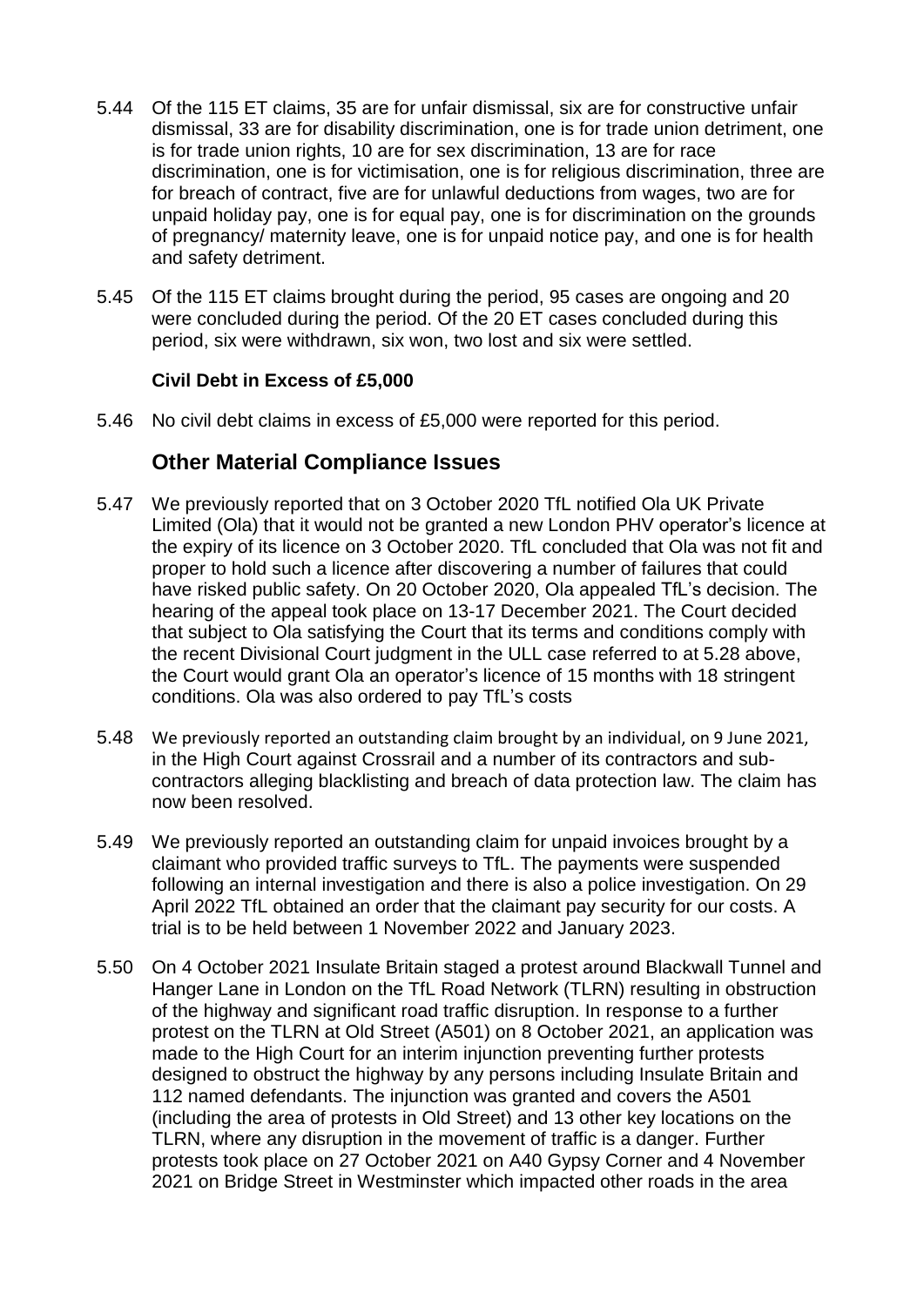5.44 Of the 115 ET claims, 35 are for unfair dismissal, six are for constructive unfair dismissal, 33 are for disability discrimination, one is for trade union detriment, one is for trade union rights, 10 are for sex discrimination, 13 are for race discrimination, one is for victimisation, one is for religious discrimination, three are for breach of contract, five are for unlawful deductions from wages, two are for unpaid holiday pay, one is for equal pay, one is for discrimination on the grounds of pregnancy/ maternity leave, one is for unpaid notice pay, and one is for health and safety detriment.

5.45 Of the 115 ET claims brought during the period, 95 cases are ongoing and 20 were concluded during the period. Of the 20 ET cases concluded during this period, six were withdrawn, six won, two lost and six were settled.

**Civil Debt in Excess of £5,000**

5.46 No civil debt claims in excess of £5,000 were reported for this period.

## Other Material Compliance Issues

5.47 We previously reported that on 3 October 2020 TfL notified Ola UK Private Limited (Ola) that it would not be granted a new London PHV operator's licence at the expiry of its licence on 3 October 2020. TfL concluded that Ola was not fit and proper to hold such a licence after discovering a number of failures that could have risked public safety. On 20 October 2020, Ola appealed TfL's decision. The hearing of the appeal took place on 13-17 December 2021. The Court decided that subject to Ola satisfying the Court that its terms and conditions comply with the recent Divisional Court judgment in the ULL case referred to at 5.28 above, the Court would grant Ola an operator's licence of 15 months with 18 stringent conditions. Ola was also ordered to pay TfL's costs

5.48 We previously reported an outstanding claim brought by an individual, on 9 June 2021, in the High Court against Crossrail and a number of its contractors and sub-contractors alleging blacklisting and breach of data protection law. The claim has now been resolved.

5.49 We previously reported an outstanding claim for unpaid invoices brought by a claimant who provided traffic surveys to TfL. The payments were suspended following an internal investigation and there is also a police investigation. On 29 April 2022 TfL obtained an order that the claimant pay security for our costs. A trial is to be held between 1 November 2022 and January 2023.

5.50 On 4 October 2021 Insulate Britain staged a protest around Blackwall Tunnel and Hanger Lane in London on the TfL Road Network (TLRN) resulting in obstruction of the highway and significant road traffic disruption. In response to a further protest on the TLRN at Old Street (A501) on 8 October 2021, an application was made to the High Court for an interim injunction preventing further protests designed to obstruct the highway by any persons including Insulate Britain and 112 named defendants. The injunction was granted and covers the A501 (including the area of protests in Old Street) and 13 other key locations on the TLRN, where any disruption in the movement of traffic is a danger. Further protests took place on 27 October 2021 on A40 Gypsy Corner and 4 November 2021 on Bridge Street in Westminster which impacted other roads in the area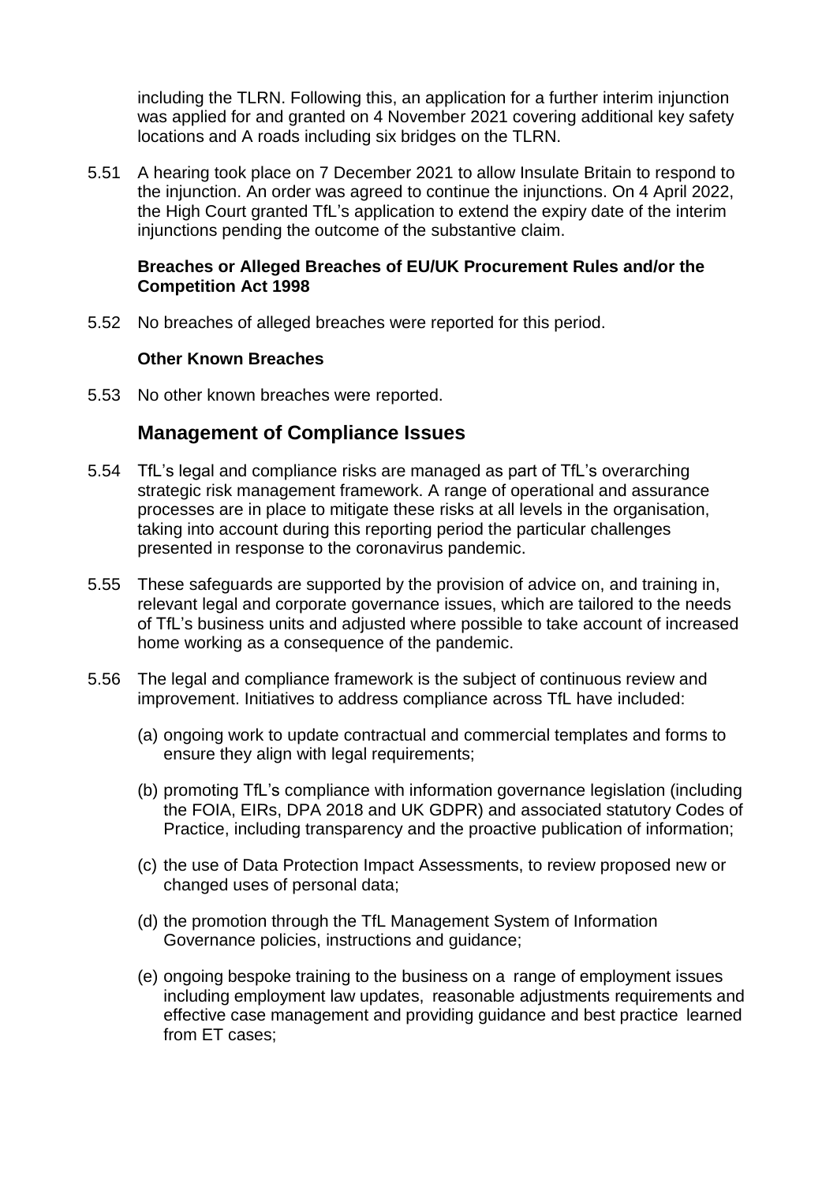including the TLRN. Following this, an application for a further interim injunction was applied for and granted on 4 November 2021 covering additional key safety locations and A roads including six bridges on the TLRN.

5.51 A hearing took place on 7 December 2021 to allow Insulate Britain to respond to the injunction. An order was agreed to continue the injunctions. On 4 April 2022, the High Court granted TfL's application to extend the expiry date of the interim injunctions pending the outcome of the substantive claim.

**Breaches or Alleged Breaches of EU/UK Procurement Rules and/or the Competition Act 1998**

5.52 No breaches of alleged breaches were reported for this period.

**Other Known Breaches**

5.53 No other known breaches were reported.

## Management of Compliance Issues

5.54 TfL's legal and compliance risks are managed as part of TfL's overarching strategic risk management framework. A range of operational and assurance processes are in place to mitigate these risks at all levels in the organisation, taking into account during this reporting period the particular challenges presented in response to the coronavirus pandemic.

5.55 These safeguards are supported by the provision of advice on, and training in, relevant legal and corporate governance issues, which are tailored to the needs of TfL's business units and adjusted where possible to take account of increased home working as a consequence of the pandemic.

5.56 The legal and compliance framework is the subject of continuous review and improvement. Initiatives to address compliance across TfL have included:

(a) ongoing work to update contractual and commercial templates and forms to ensure they align with legal requirements;

(b) promoting TfL's compliance with information governance legislation (including the FOIA, EIRs, DPA 2018 and UK GDPR) and associated statutory Codes of Practice, including transparency and the proactive publication of information;

(c) the use of Data Protection Impact Assessments, to review proposed new or changed uses of personal data;

(d) the promotion through the TfL Management System of Information Governance policies, instructions and guidance;

(e) ongoing bespoke training to the business on a range of employment issues including employment law updates, reasonable adjustments requirements and effective case management and providing guidance and best practice learned from ET cases;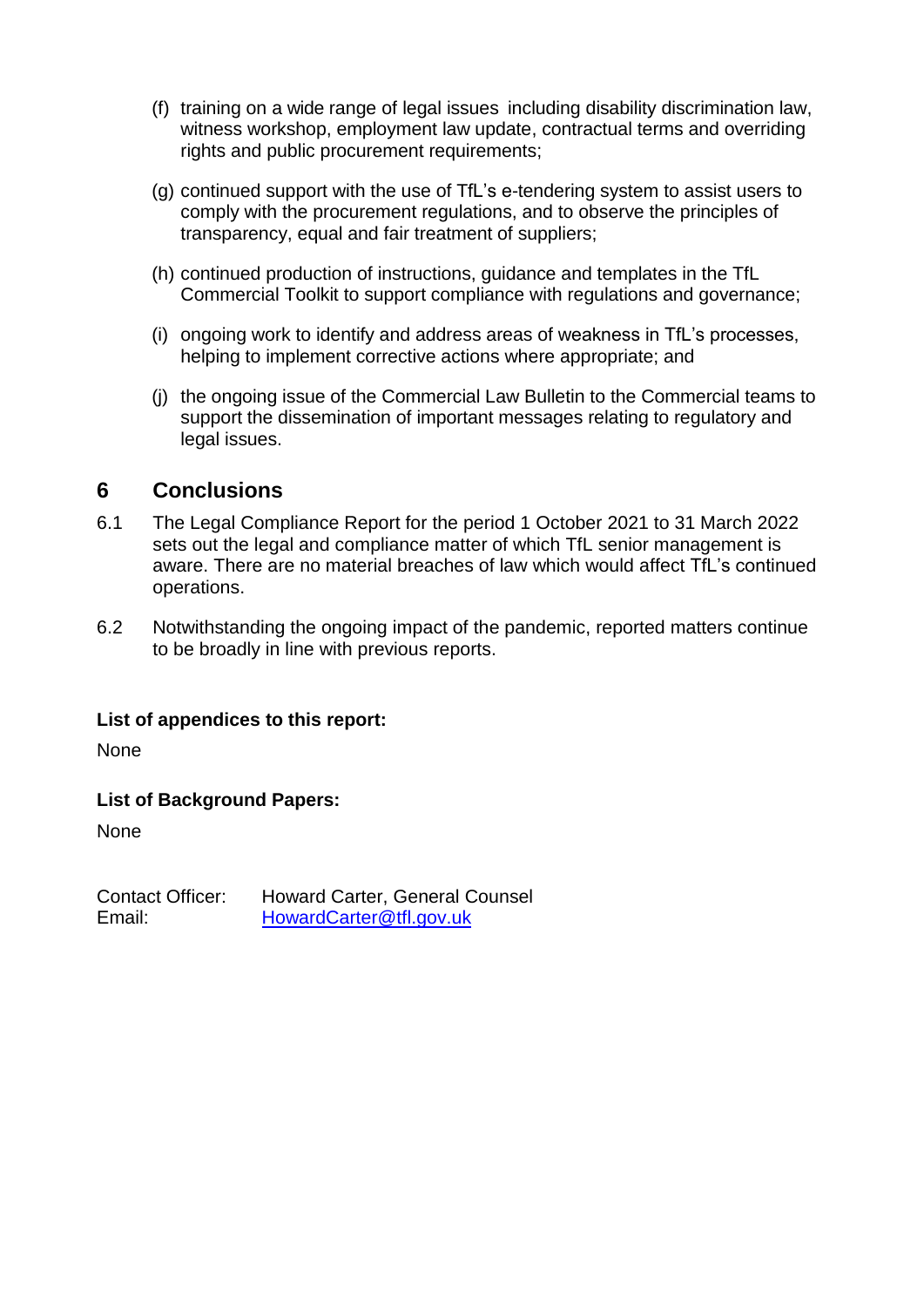(f) training on a wide range of legal issues  including disability discrimination law, witness workshop, employment law update, contractual terms and overriding rights and public procurement requirements;

(g) continued support with the use of TfL's e-tendering system to assist users to comply with the procurement regulations, and to observe the principles of transparency, equal and fair treatment of suppliers;

(h) continued production of instructions, guidance and templates in the TfL Commercial Toolkit to support compliance with regulations and governance;

(i) ongoing work to identify and address areas of weakness in TfL's processes, helping to implement corrective actions where appropriate; and

(j) the ongoing issue of the Commercial Law Bulletin to the Commercial teams to support the dissemination of important messages relating to regulatory and legal issues.

## 6 Conclusions

6.1 The Legal Compliance Report for the period 1 October 2021 to 31 March 2022 sets out the legal and compliance matter of which TfL senior management is aware. There are no material breaches of law which would affect TfL's continued operations.

6.2 Notwithstanding the ongoing impact of the pandemic, reported matters continue to be broadly in line with previous reports.

**List of appendices to this report:**

None

**List of Background Papers:**

None

Contact Officer: Howard Carter, General Counsel
Email: HowardCarter@tfl.gov.uk